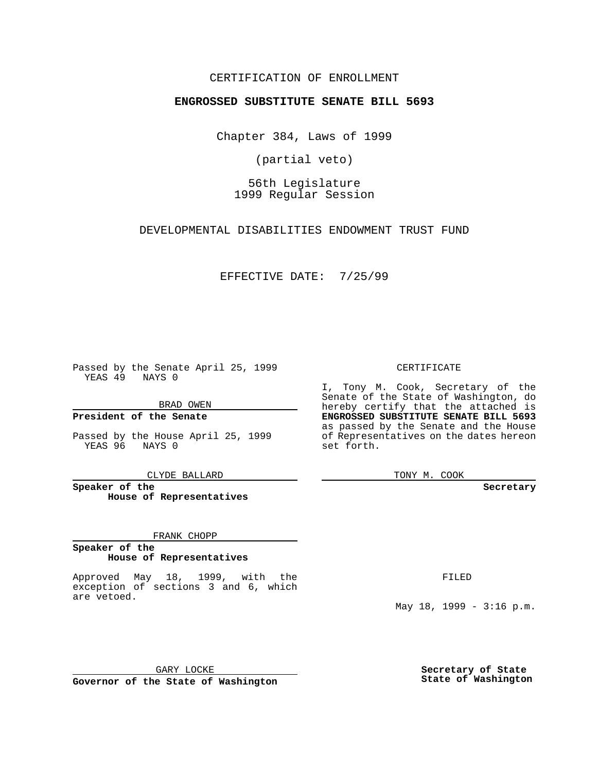CERTIFICATION OF ENROLLMENT

**ENGROSSED SUBSTITUTE SENATE BILL 5693**

Chapter 384, Laws of 1999

(partial veto)

56th Legislature
1999 Regular Session

DEVELOPMENTAL DISABILITIES ENDOWMENT TRUST FUND

EFFECTIVE DATE: 7/25/99

Passed by the Senate April 25, 1999
YEAS 49 NAYS 0

BRAD OWEN

**President of the Senate**

Passed by the House April 25, 1999
YEAS 96 NAYS 0

CLYDE BALLARD

**Speaker of the House of Representatives**

FRANK CHOPP

**Speaker of the House of Representatives**

Approved May 18, 1999, with the exception of sections 3 and 6, which are vetoed.

GARY LOCKE

**Governor of the State of Washington**

CERTIFICATE

I, Tony M. Cook, Secretary of the Senate of the State of Washington, do hereby certify that the attached is **ENGROSSED SUBSTITUTE SENATE BILL 5693** as passed by the Senate and the House of Representatives on the dates hereon set forth.

TONY M. COOK

**Secretary**

FILED

May 18, 1999 - 3:16 p.m.

**Secretary of State State of Washington**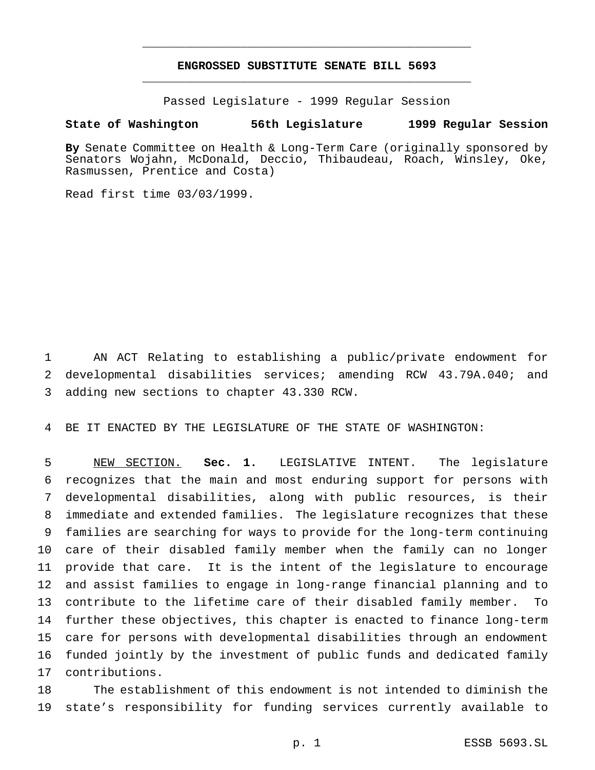# ENGROSSED SUBSTITUTE SENATE BILL 5693

Passed Legislature - 1999 Regular Session

**State of Washington 56th Legislature 1999 Regular Session**

**By** Senate Committee on Health & Long-Term Care (originally sponsored by Senators Wojahn, McDonald, Deccio, Thibaudeau, Roach, Winsley, Oke, Rasmussen, Prentice and Costa)

Read first time 03/03/1999.

AN ACT Relating to establishing a public/private endowment for developmental disabilities services; amending RCW 43.79A.040; and adding new sections to chapter 43.330 RCW.

BE IT ENACTED BY THE LEGISLATURE OF THE STATE OF WASHINGTON:

NEW SECTION. **Sec. 1.** LEGISLATIVE INTENT. The legislature recognizes that the main and most enduring support for persons with developmental disabilities, along with public resources, is their immediate and extended families. The legislature recognizes that these families are searching for ways to provide for the long-term continuing care of their disabled family member when the family can no longer provide that care. It is the intent of the legislature to encourage and assist families to engage in long-range financial planning and to contribute to the lifetime care of their disabled family member. To further these objectives, this chapter is enacted to finance long-term care for persons with developmental disabilities through an endowment funded jointly by the investment of public funds and dedicated family contributions.

The establishment of this endowment is not intended to diminish the state's responsibility for funding services currently available to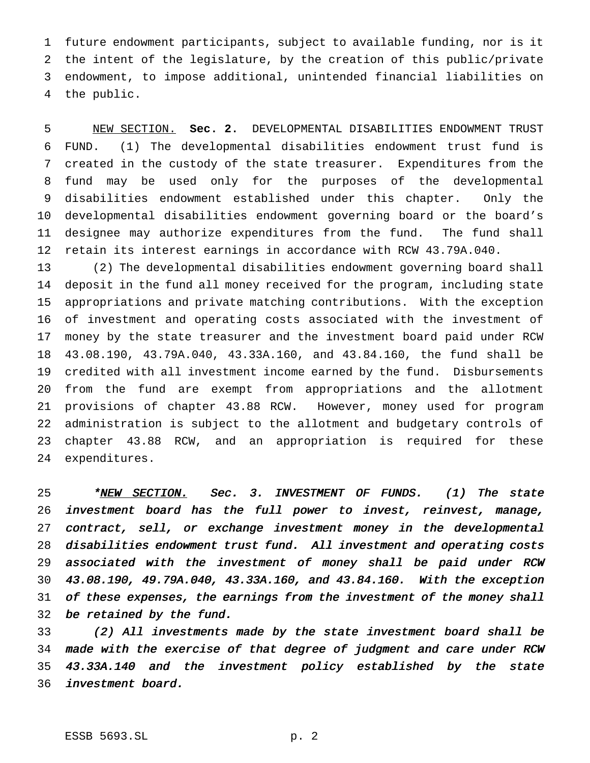future endowment participants, subject to available funding, nor is it the intent of the legislature, by the creation of this public/private endowment, to impose additional, unintended financial liabilities on the public.

NEW SECTION. **Sec. 2.** DEVELOPMENTAL DISABILITIES ENDOWMENT TRUST FUND. (1) The developmental disabilities endowment trust fund is created in the custody of the state treasurer. Expenditures from the fund may be used only for the purposes of the developmental disabilities endowment established under this chapter. Only the developmental disabilities endowment governing board or the board's designee may authorize expenditures from the fund. The fund shall retain its interest earnings in accordance with RCW 43.79A.040.

(2) The developmental disabilities endowment governing board shall deposit in the fund all money received for the program, including state appropriations and private matching contributions. With the exception of investment and operating costs associated with the investment of money by the state treasurer and the investment board paid under RCW 43.08.190, 43.79A.040, 43.33A.160, and 43.84.160, the fund shall be credited with all investment income earned by the fund. Disbursements from the fund are exempt from appropriations and the allotment provisions of chapter 43.88 RCW. However, money used for program administration is subject to the allotment and budgetary controls of chapter 43.88 RCW, and an appropriation is required for these expenditures.

*\*NEW SECTION. Sec. 3. INVESTMENT OF FUNDS. (1) The state investment board has the full power to invest, reinvest, manage, contract, sell, or exchange investment money in the developmental disabilities endowment trust fund. All investment and operating costs associated with the investment of money shall be paid under RCW 43.08.190, 49.79A.040, 43.33A.160, and 43.84.160. With the exception of these expenses, the earnings from the investment of the money shall be retained by the fund.*

*(2) All investments made by the state investment board shall be made with the exercise of that degree of judgment and care under RCW 43.33A.140 and the investment policy established by the state investment board.*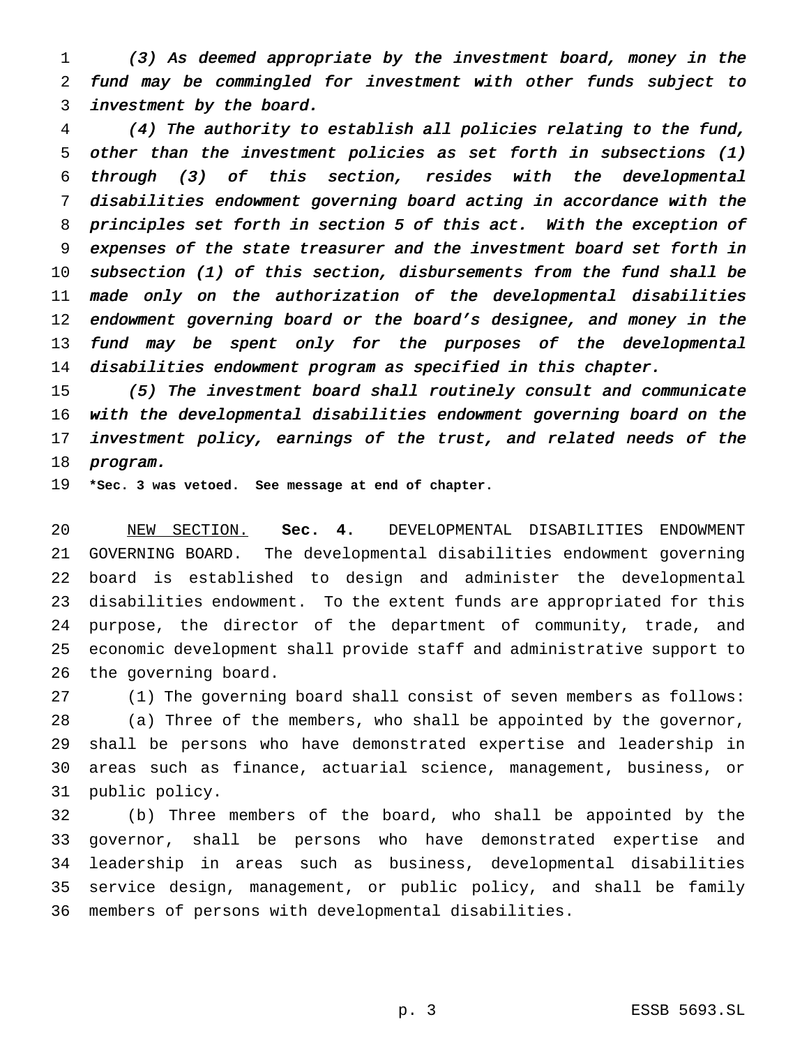*(3) As deemed appropriate by the investment board, money in the fund may be commingled for investment with other funds subject to investment by the board.*

*(4) The authority to establish all policies relating to the fund, other than the investment policies as set forth in subsections (1) through (3) of this section, resides with the developmental disabilities endowment governing board acting in accordance with the principles set forth in section 5 of this act. With the exception of expenses of the state treasurer and the investment board set forth in subsection (1) of this section, disbursements from the fund shall be made only on the authorization of the developmental disabilities endowment governing board or the board's designee, and money in the fund may be spent only for the purposes of the developmental disabilities endowment program as specified in this chapter.*

*(5) The investment board shall routinely consult and communicate with the developmental disabilities endowment governing board on the investment policy, earnings of the trust, and related needs of the program.*

**\*Sec. 3 was vetoed. See message at end of chapter.**

NEW SECTION. **Sec. 4.** DEVELOPMENTAL DISABILITIES ENDOWMENT GOVERNING BOARD. The developmental disabilities endowment governing board is established to design and administer the developmental disabilities endowment. To the extent funds are appropriated for this purpose, the director of the department of community, trade, and economic development shall provide staff and administrative support to the governing board.

(1) The governing board shall consist of seven members as follows:

(a) Three of the members, who shall be appointed by the governor, shall be persons who have demonstrated expertise and leadership in areas such as finance, actuarial science, management, business, or public policy.

(b) Three members of the board, who shall be appointed by the governor, shall be persons who have demonstrated expertise and leadership in areas such as business, developmental disabilities service design, management, or public policy, and shall be family members of persons with developmental disabilities.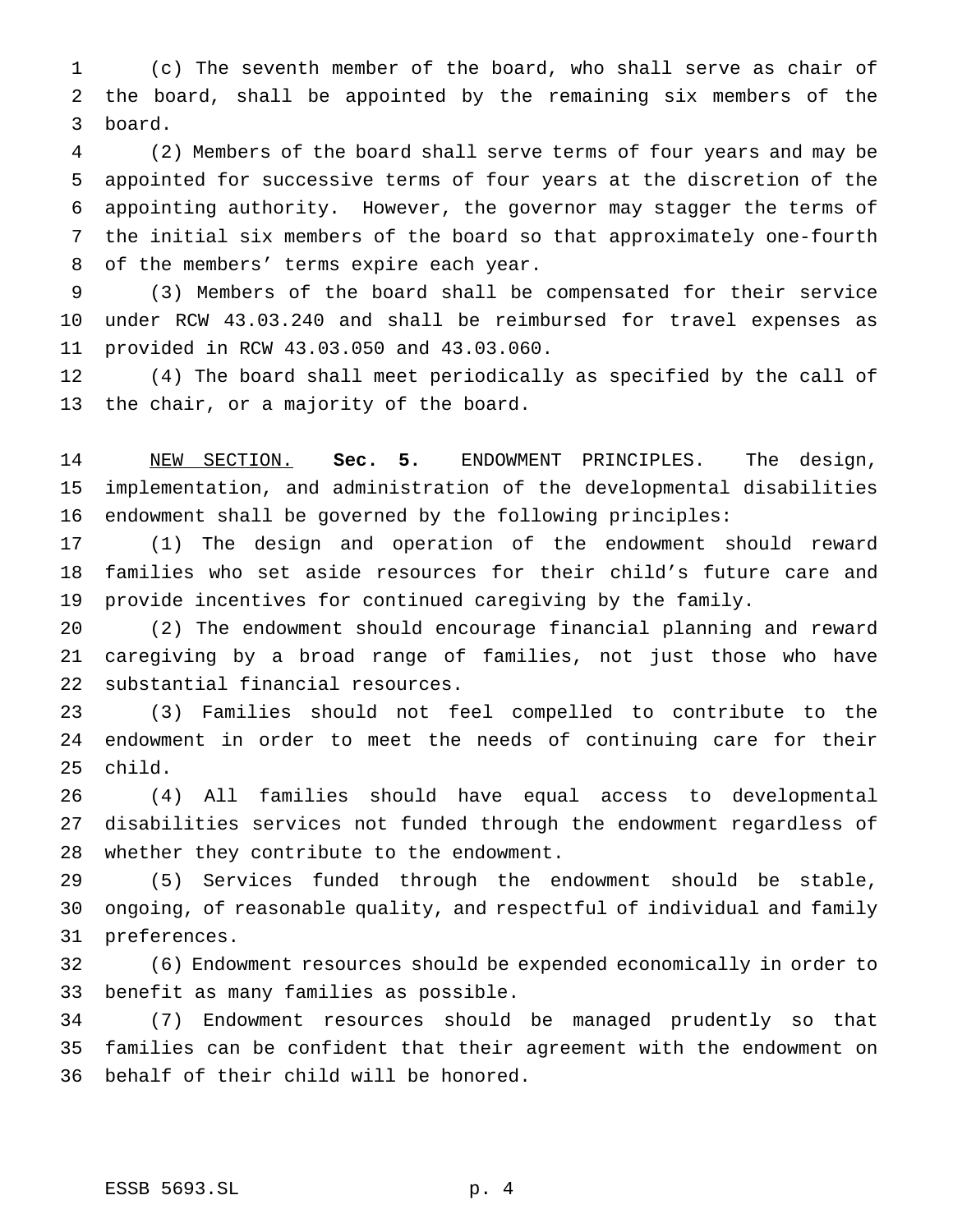(c) The seventh member of the board, who shall serve as chair of the board, shall be appointed by the remaining six members of the board.

(2) Members of the board shall serve terms of four years and may be appointed for successive terms of four years at the discretion of the appointing authority. However, the governor may stagger the terms of the initial six members of the board so that approximately one-fourth of the members' terms expire each year.

(3) Members of the board shall be compensated for their service under RCW 43.03.240 and shall be reimbursed for travel expenses as provided in RCW 43.03.050 and 43.03.060.

(4) The board shall meet periodically as specified by the call of the chair, or a majority of the board.

NEW SECTION. **Sec. 5.** ENDOWMENT PRINCIPLES. The design, implementation, and administration of the developmental disabilities endowment shall be governed by the following principles:

(1) The design and operation of the endowment should reward families who set aside resources for their child's future care and provide incentives for continued caregiving by the family.

(2) The endowment should encourage financial planning and reward caregiving by a broad range of families, not just those who have substantial financial resources.

(3) Families should not feel compelled to contribute to the endowment in order to meet the needs of continuing care for their child.

(4) All families should have equal access to developmental disabilities services not funded through the endowment regardless of whether they contribute to the endowment.

(5) Services funded through the endowment should be stable, ongoing, of reasonable quality, and respectful of individual and family preferences.

(6) Endowment resources should be expended economically in order to benefit as many families as possible.

(7) Endowment resources should be managed prudently so that families can be confident that their agreement with the endowment on behalf of their child will be honored.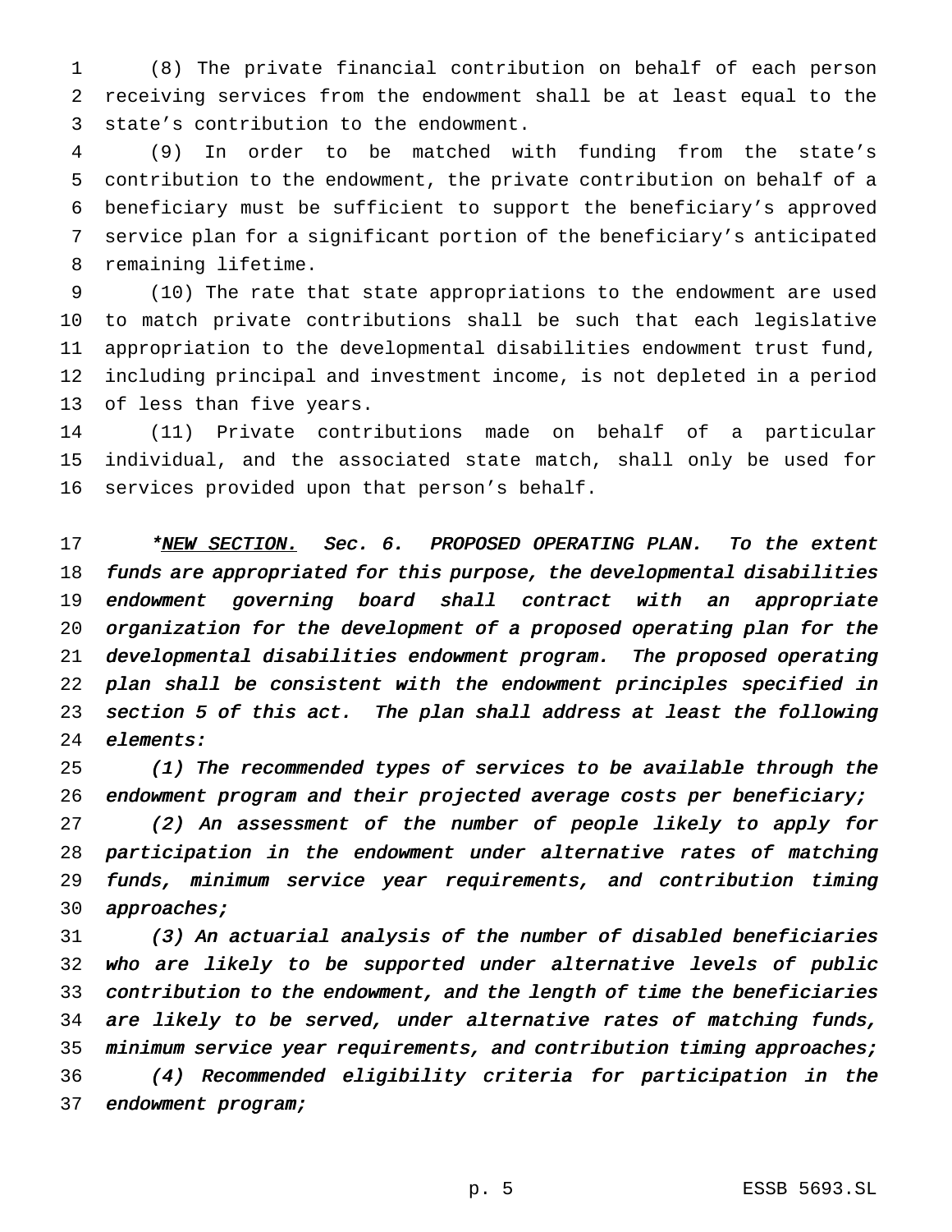(8) The private financial contribution on behalf of each person receiving services from the endowment shall be at least equal to the state's contribution to the endowment.

(9) In order to be matched with funding from the state's contribution to the endowment, the private contribution on behalf of a beneficiary must be sufficient to support the beneficiary's approved service plan for a significant portion of the beneficiary's anticipated remaining lifetime.

(10) The rate that state appropriations to the endowment are used to match private contributions shall be such that each legislative appropriation to the developmental disabilities endowment trust fund, including principal and investment income, is not depleted in a period of less than five years.

(11) Private contributions made on behalf of a particular individual, and the associated state match, shall only be used for services provided upon that person's behalf.

*\*<u>NEW SECTION.</u> Sec. 6. PROPOSED OPERATING PLAN. To the extent funds are appropriated for this purpose, the developmental disabilities endowment governing board shall contract with an appropriate organization for the development of a proposed operating plan for the developmental disabilities endowment program. The proposed operating plan shall be consistent with the endowment principles specified in section 5 of this act. The plan shall address at least the following elements:*

*(1) The recommended types of services to be available through the endowment program and their projected average costs per beneficiary;*

*(2) An assessment of the number of people likely to apply for participation in the endowment under alternative rates of matching funds, minimum service year requirements, and contribution timing approaches;*

*(3) An actuarial analysis of the number of disabled beneficiaries who are likely to be supported under alternative levels of public contribution to the endowment, and the length of time the beneficiaries are likely to be served, under alternative rates of matching funds, minimum service year requirements, and contribution timing approaches;*

*(4) Recommended eligibility criteria for participation in the endowment program;*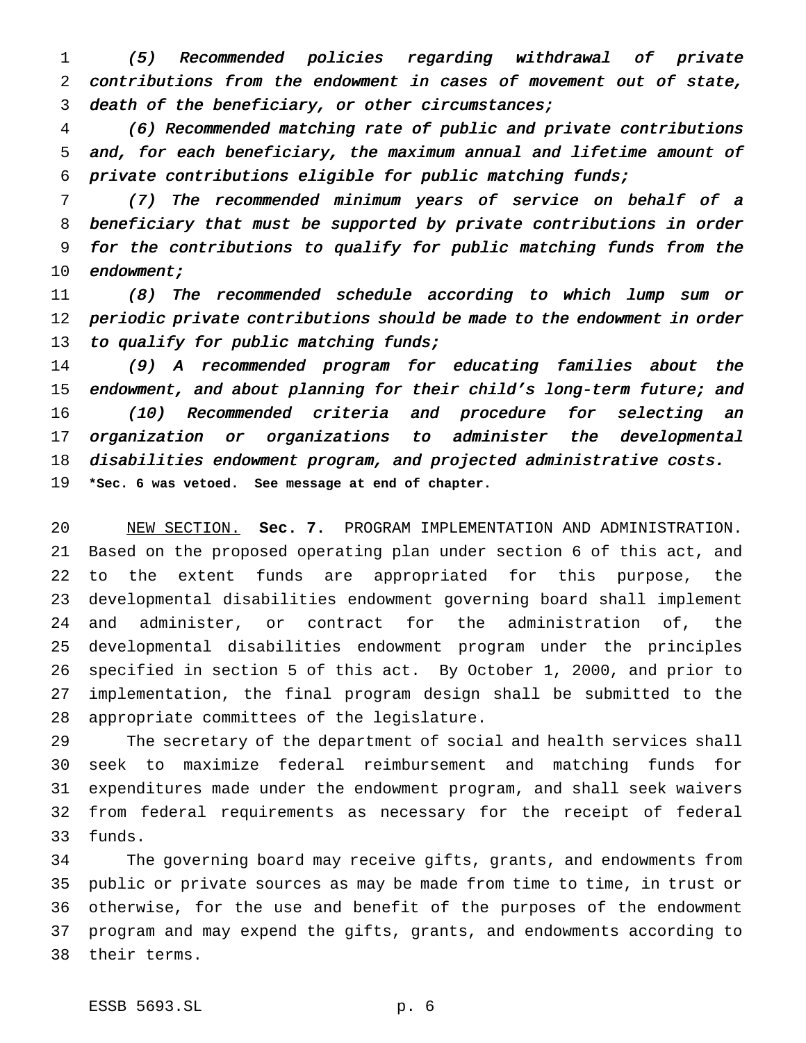*(5) Recommended policies regarding withdrawal of private contributions from the endowment in cases of movement out of state, death of the beneficiary, or other circumstances;*

*(6) Recommended matching rate of public and private contributions and, for each beneficiary, the maximum annual and lifetime amount of private contributions eligible for public matching funds;*

*(7) The recommended minimum years of service on behalf of a beneficiary that must be supported by private contributions in order for the contributions to qualify for public matching funds from the endowment;*

*(8) The recommended schedule according to which lump sum or periodic private contributions should be made to the endowment in order to qualify for public matching funds;*

*(9) A recommended program for educating families about the endowment, and about planning for their child's long-term future; and*

*(10) Recommended criteria and procedure for selecting an organization or organizations to administer the developmental disabilities endowment program, and projected administrative costs.*

**\*Sec. 6 was vetoed. See message at end of chapter.**

NEW SECTION. **Sec. 7.** PROGRAM IMPLEMENTATION AND ADMINISTRATION. Based on the proposed operating plan under section 6 of this act, and to the extent funds are appropriated for this purpose, the developmental disabilities endowment governing board shall implement and administer, or contract for the administration of, the developmental disabilities endowment program under the principles specified in section 5 of this act. By October 1, 2000, and prior to implementation, the final program design shall be submitted to the appropriate committees of the legislature.

The secretary of the department of social and health services shall seek to maximize federal reimbursement and matching funds for expenditures made under the endowment program, and shall seek waivers from federal requirements as necessary for the receipt of federal funds.

The governing board may receive gifts, grants, and endowments from public or private sources as may be made from time to time, in trust or otherwise, for the use and benefit of the purposes of the endowment program and may expend the gifts, grants, and endowments according to their terms.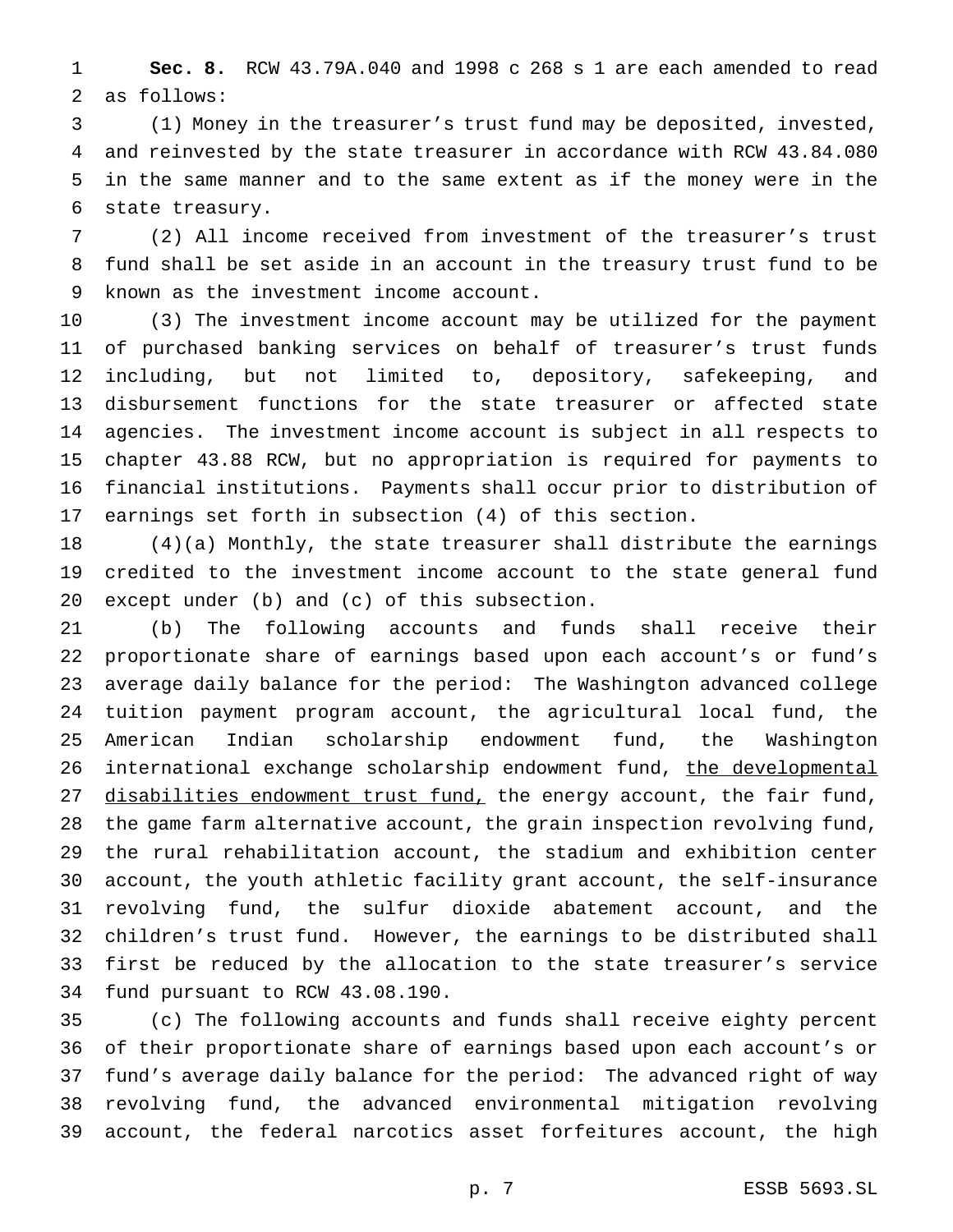**Sec. 8.** RCW 43.79A.040 and 1998 c 268 s 1 are each amended to read as follows:

(1) Money in the treasurer's trust fund may be deposited, invested, and reinvested by the state treasurer in accordance with RCW 43.84.080 in the same manner and to the same extent as if the money were in the state treasury.

(2) All income received from investment of the treasurer's trust fund shall be set aside in an account in the treasury trust fund to be known as the investment income account.

(3) The investment income account may be utilized for the payment of purchased banking services on behalf of treasurer's trust funds including, but not limited to, depository, safekeeping, and disbursement functions for the state treasurer or affected state agencies. The investment income account is subject in all respects to chapter 43.88 RCW, but no appropriation is required for payments to financial institutions. Payments shall occur prior to distribution of earnings set forth in subsection (4) of this section.

(4)(a) Monthly, the state treasurer shall distribute the earnings credited to the investment income account to the state general fund except under (b) and (c) of this subsection.

(b) The following accounts and funds shall receive their proportionate share of earnings based upon each account's or fund's average daily balance for the period: The Washington advanced college tuition payment program account, the agricultural local fund, the American Indian scholarship endowment fund, the Washington international exchange scholarship endowment fund, <u>the developmental disabilities endowment trust fund,</u> the energy account, the fair fund, the game farm alternative account, the grain inspection revolving fund, the rural rehabilitation account, the stadium and exhibition center account, the youth athletic facility grant account, the self-insurance revolving fund, the sulfur dioxide abatement account, and the children's trust fund. However, the earnings to be distributed shall first be reduced by the allocation to the state treasurer's service fund pursuant to RCW 43.08.190.

(c) The following accounts and funds shall receive eighty percent of their proportionate share of earnings based upon each account's or fund's average daily balance for the period: The advanced right of way revolving fund, the advanced environmental mitigation revolving account, the federal narcotics asset forfeitures account, the high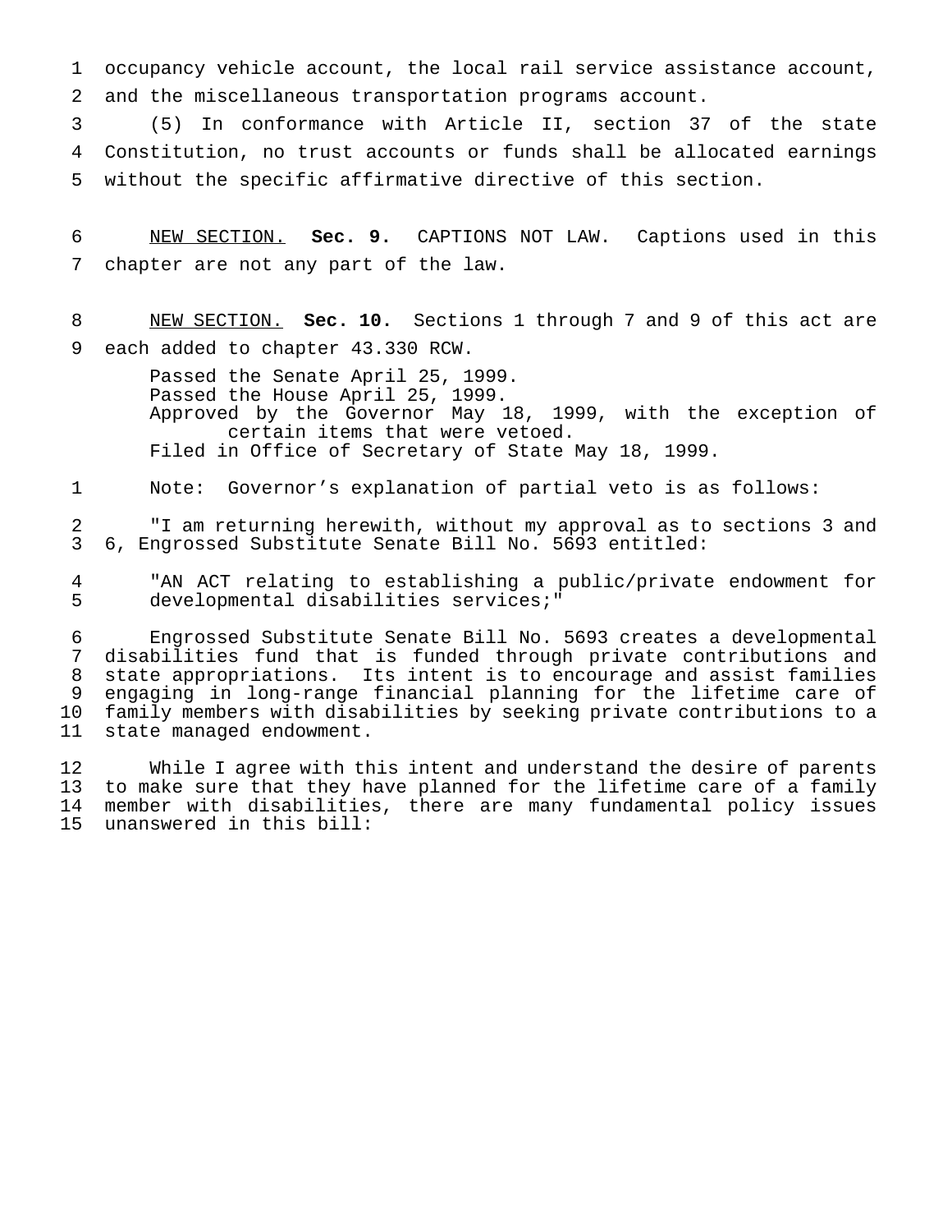occupancy vehicle account, the local rail service assistance account, and the miscellaneous transportation programs account.

(5) In conformance with Article II, section 37 of the state Constitution, no trust accounts or funds shall be allocated earnings without the specific affirmative directive of this section.

NEW SECTION. **Sec. 9.** CAPTIONS NOT LAW. Captions used in this chapter are not any part of the law.

NEW SECTION. **Sec. 10.** Sections 1 through 7 and 9 of this act are each added to chapter 43.330 RCW.

Passed the Senate April 25, 1999.
Passed the House April 25, 1999.
Approved by the Governor May 18, 1999, with the exception of certain items that were vetoed.
Filed in Office of Secretary of State May 18, 1999.

Note: Governor's explanation of partial veto is as follows:

"I am returning herewith, without my approval as to sections 3 and 6, Engrossed Substitute Senate Bill No. 5693 entitled:

"AN ACT relating to establishing a public/private endowment for developmental disabilities services;"

Engrossed Substitute Senate Bill No. 5693 creates a developmental disabilities fund that is funded through private contributions and state appropriations. Its intent is to encourage and assist families engaging in long-range financial planning for the lifetime care of family members with disabilities by seeking private contributions to a state managed endowment.

While I agree with this intent and understand the desire of parents to make sure that they have planned for the lifetime care of a family member with disabilities, there are many fundamental policy issues unanswered in this bill: